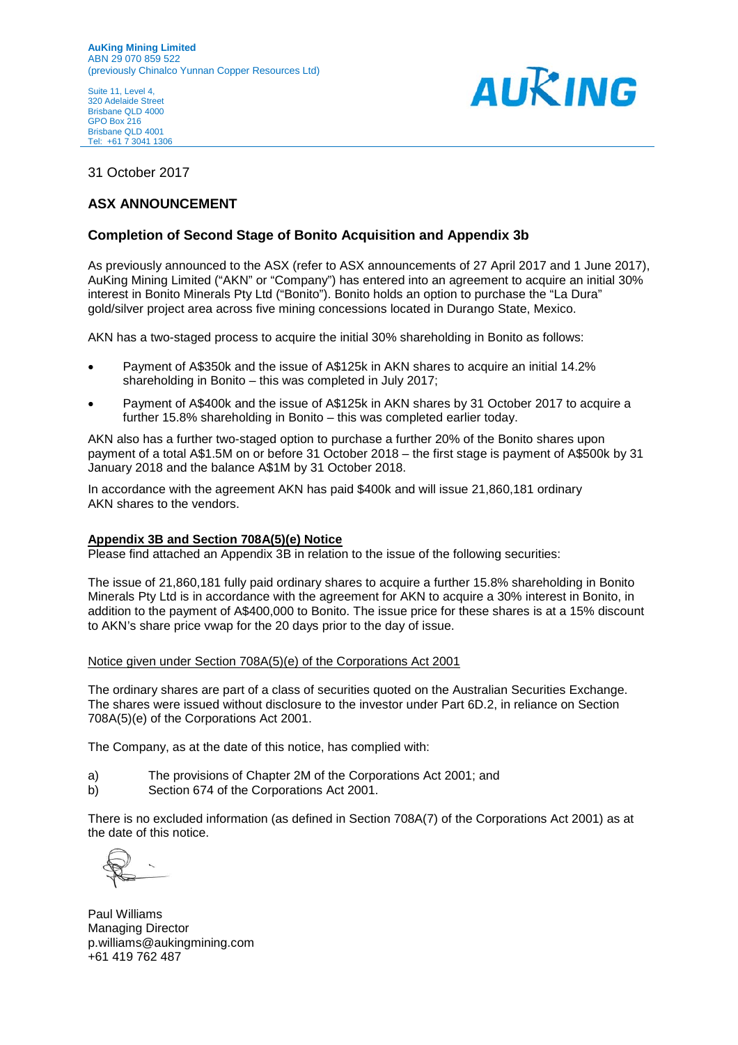**AuKing Mining Limited**
ABN 29 070 859 522
(previously Chinalco Yunnan Copper Resources Ltd)

Suite 11, Level 4,
320 Adelaide Street
Brisbane QLD 4000
GPO Box 216
Brisbane QLD 4001
Tel: +61 7 3041 1306

AUKING

31 October 2017

## ASX ANNOUNCEMENT

## Completion of Second Stage of Bonito Acquisition and Appendix 3b

As previously announced to the ASX (refer to ASX announcements of 27 April 2017 and 1 June 2017), AuKing Mining Limited ("AKN" or "Company") has entered into an agreement to acquire an initial 30% interest in Bonito Minerals Pty Ltd ("Bonito"). Bonito holds an option to purchase the "La Dura" gold/silver project area across five mining concessions located in Durango State, Mexico.

AKN has a two-staged process to acquire the initial 30% shareholding in Bonito as follows:

- Payment of A$350k and the issue of A$125k in AKN shares to acquire an initial 14.2% shareholding in Bonito – this was completed in July 2017;
- Payment of A$400k and the issue of A$125k in AKN shares by 31 October 2017 to acquire a further 15.8% shareholding in Bonito – this was completed earlier today.

AKN also has a further two-staged option to purchase a further 20% of the Bonito shares upon payment of a total A$1.5M on or before 31 October 2018 – the first stage is payment of A$500k by 31 January 2018 and the balance A$1M by 31 October 2018.

In accordance with the agreement AKN has paid $400k and will issue 21,860,181 ordinary AKN shares to the vendors.

**Appendix 3B and Section 708A(5)(e) Notice**

Please find attached an Appendix 3B in relation to the issue of the following securities:

The issue of 21,860,181 fully paid ordinary shares to acquire a further 15.8% shareholding in Bonito Minerals Pty Ltd is in accordance with the agreement for AKN to acquire a 30% interest in Bonito, in addition to the payment of A$400,000 to Bonito. The issue price for these shares is at a 15% discount to AKN's share price vwap for the 20 days prior to the day of issue.

Notice given under Section 708A(5)(e) of the Corporations Act 2001

The ordinary shares are part of a class of securities quoted on the Australian Securities Exchange. The shares were issued without disclosure to the investor under Part 6D.2, in reliance on Section 708A(5)(e) of the Corporations Act 2001.

The Company, as at the date of this notice, has complied with:

a) The provisions of Chapter 2M of the Corporations Act 2001; and
b) Section 674 of the Corporations Act 2001.

There is no excluded information (as defined in Section 708A(7) of the Corporations Act 2001) as at the date of this notice.

Paul Williams
Managing Director
p.williams@aukingmining.com
+61 419 762 487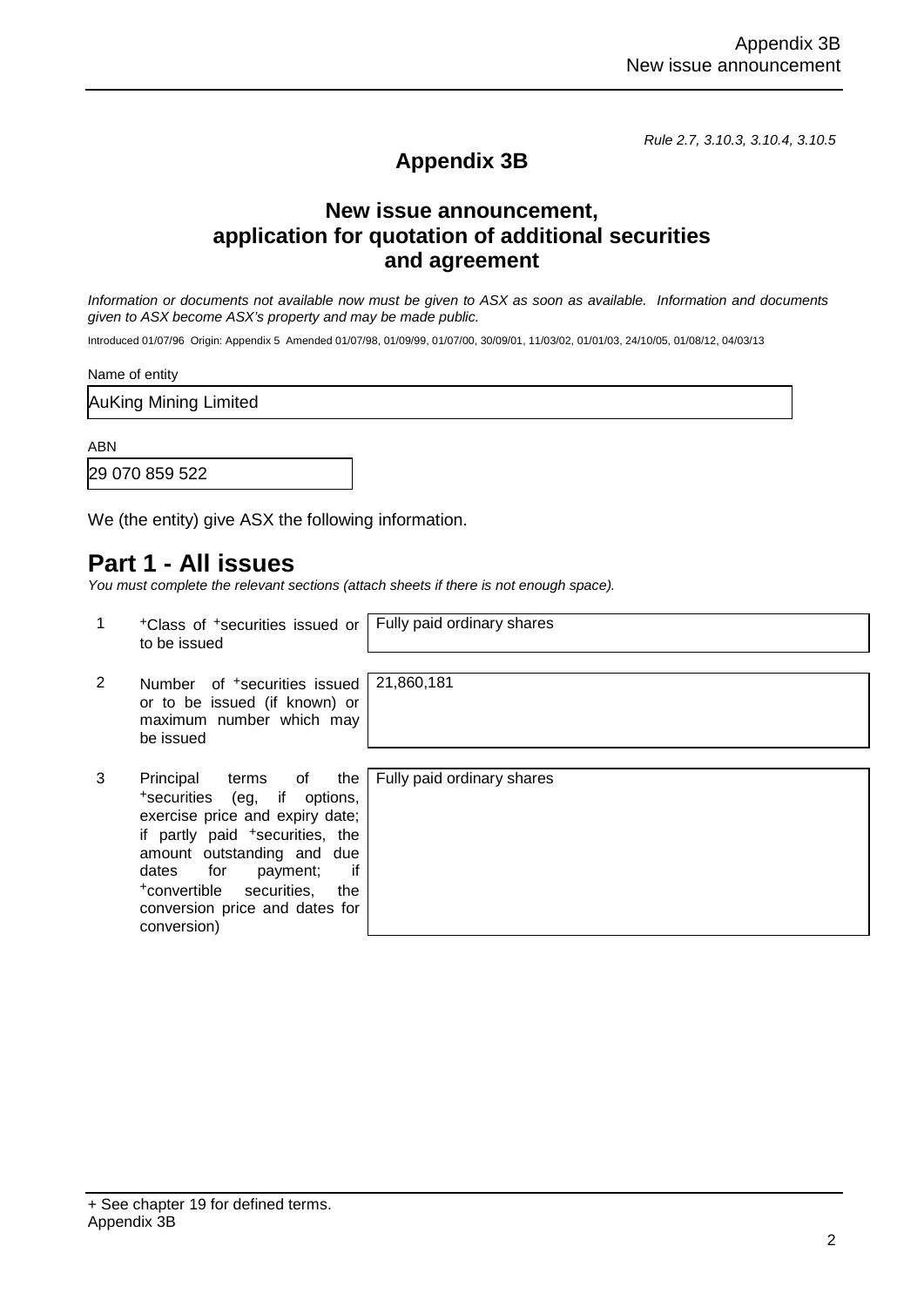Rule 2.7, 3.10.3, 3.10.4, 3.10.5

# Appendix 3B

## New issue announcement, application for quotation of additional securities and agreement

*Information or documents not available now must be given to ASX as soon as available. Information and documents given to ASX become ASX's property and may be made public.*

Introduced 01/07/96 Origin: Appendix 5 Amended 01/07/98, 01/09/99, 01/07/00, 30/09/01, 11/03/02, 01/01/03, 24/10/05, 01/08/12, 04/03/13

Name of entity

AuKing Mining Limited

ABN

29 070 859 522

We (the entity) give ASX the following information.

# Part 1 - All issues

*You must complete the relevant sections (attach sheets if there is not enough space).*

| | | |
|---|---|---|
| 1 | +Class of +securities issued or to be issued | Fully paid ordinary shares |
| 2 | Number of +securities issued or to be issued (if known) or maximum number which may be issued | 21,860,181 |
| 3 | Principal terms of the +securities (eg, if options, exercise price and expiry date; if partly paid +securities, the amount outstanding and due dates for payment; if +convertible securities, the conversion price and dates for conversion) | Fully paid ordinary shares |

+ See chapter 19 for defined terms.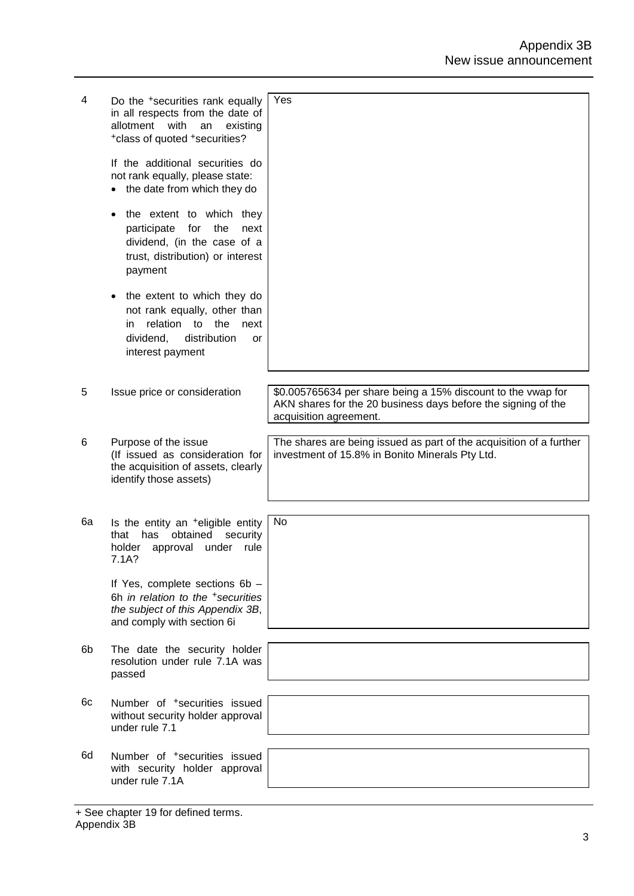| | | |
|---|---|---|
| 4 | Do the +securities rank equally in all respects from the date of allotment with an existing +class of quoted +securities?<br><br>If the additional securities do not rank equally, please state:<br>• the date from which they do<br>• the extent to which they participate for the next dividend, (in the case of a trust, distribution) or interest payment<br>• the extent to which they do not rank equally, other than in relation to the next dividend, distribution or interest payment | Yes |
| 5 | Issue price or consideration | $0.005765634 per share being a 15% discount to the vwap for AKN shares for the 20 business days before the signing of the acquisition agreement. |
| 6 | Purpose of the issue<br>(If issued as consideration for the acquisition of assets, clearly identify those assets) | The shares are being issued as part of the acquisition of a further investment of 15.8% in Bonito Minerals Pty Ltd. |
| 6a | Is the entity an +eligible entity that has obtained security holder approval under rule 7.1A?<br><br>If Yes, complete sections 6b – 6h *in relation to the +securities the subject of this Appendix 3B*, and comply with section 6i | No |
| 6b | The date the security holder resolution under rule 7.1A was passed | |
| 6c | Number of +securities issued without security holder approval under rule 7.1 | |
| 6d | Number of +securities issued with security holder approval under rule 7.1A | |

+ See chapter 19 for defined terms.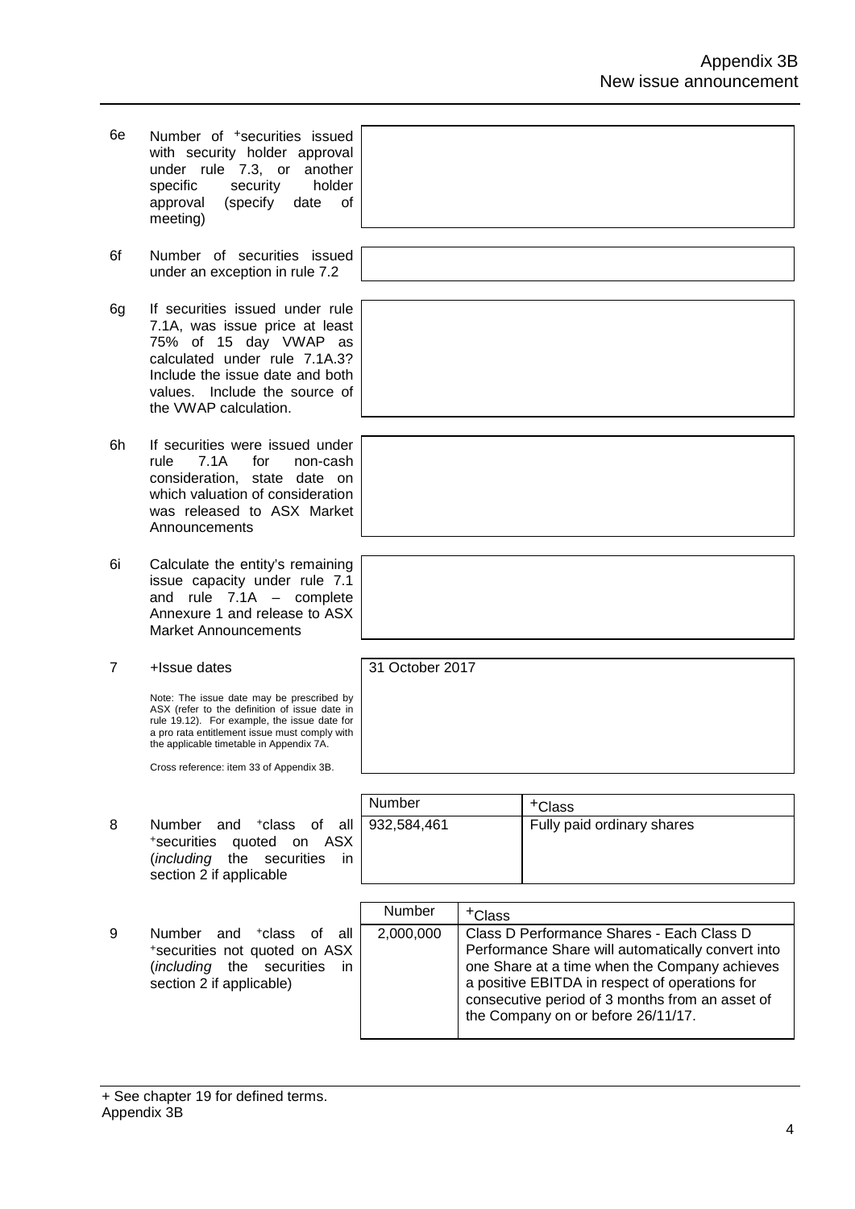| | | |
|---|---|---|
| 6e | Number of +securities issued with security holder approval under rule 7.3, or another specific security holder approval (specify date of meeting) | |
| 6f | Number of securities issued under an exception in rule 7.2 | |
| 6g | If securities issued under rule 7.1A, was issue price at least 75% of 15 day VWAP as calculated under rule 7.1A.3? Include the issue date and both values. Include the source of the VWAP calculation. | |
| 6h | If securities were issued under rule 7.1A for non-cash consideration, state date on which valuation of consideration was released to ASX Market Announcements | |
| 6i | Calculate the entity's remaining issue capacity under rule 7.1 and rule 7.1A – complete Annexure 1 and release to ASX Market Announcements | |
| 7 | +Issue dates<br><br>Note: The issue date may be prescribed by ASX (refer to the definition of issue date in rule 19.12). For example, the issue date for a pro rata entitlement issue must comply with the applicable timetable in Appendix 7A.<br><br>Cross reference: item 33 of Appendix 3B. | 31 October 2017 |

| | | Number | +Class |
|---|---|---|---|
| 8 | Number and +class of all +securities quoted on ASX (*including* the securities in section 2 if applicable | 932,584,461 | Fully paid ordinary shares |

| | | Number | +Class |
|---|---|---|---|
| 9 | Number and +class of all +securities not quoted on ASX (*including* the securities in section 2 if applicable) | 2,000,000 | Class D Performance Shares - Each Class D Performance Share will automatically convert into one Share at a time when the Company achieves a positive EBITDA in respect of operations for consecutive period of 3 months from an asset of the Company on or before 26/11/17. |

+ See chapter 19 for defined terms.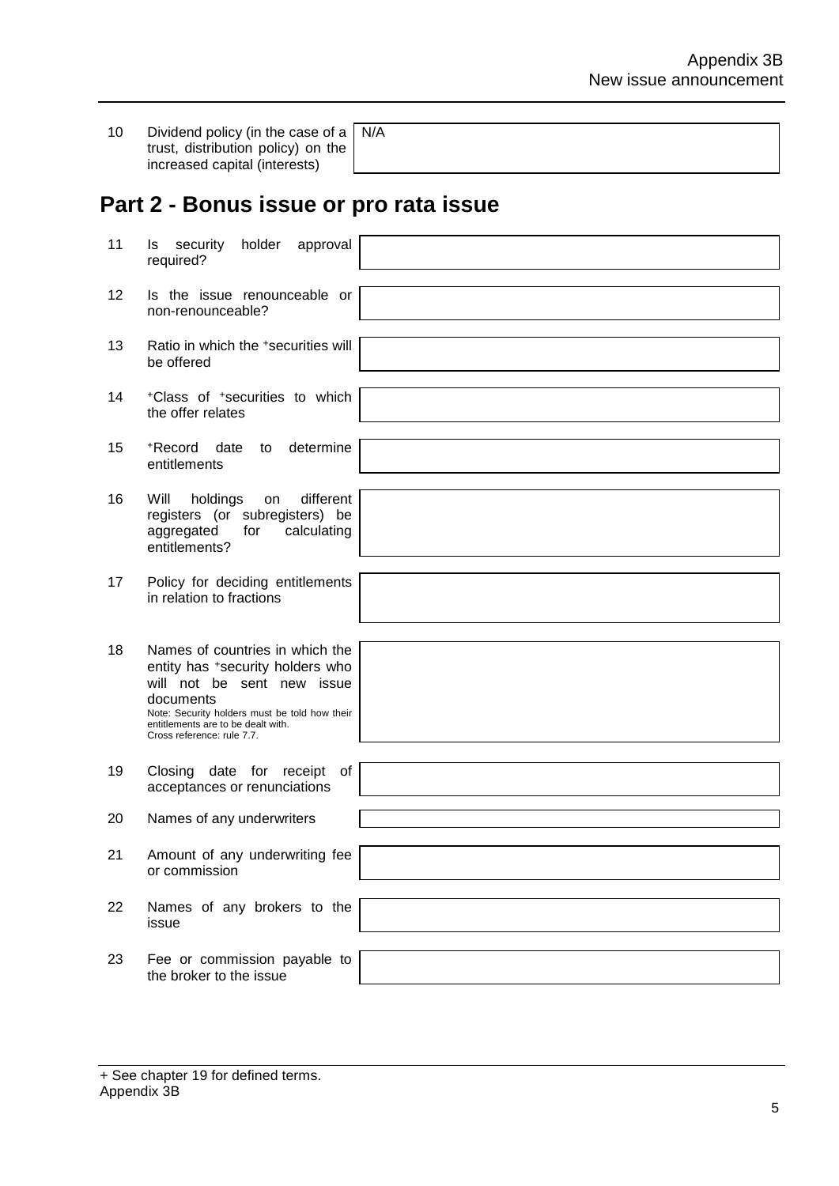| | | |
|---|---|---|
| 10 | Dividend policy (in the case of a trust, distribution policy) on the increased capital (interests) | N/A |

## Part 2 - Bonus issue or pro rata issue

| | | |
|---|---|---|
| 11 | Is security holder approval required? | |
| 12 | Is the issue renounceable or non-renounceable? | |
| 13 | Ratio in which the +securities will be offered | |
| 14 | +Class of +securities to which the offer relates | |
| 15 | +Record date to determine entitlements | |
| 16 | Will holdings on different registers (or subregisters) be aggregated for calculating entitlements? | |
| 17 | Policy for deciding entitlements in relation to fractions | |
| 18 | Names of countries in which the entity has +security holders who will not be sent new issue documents<br>Note: Security holders must be told how their entitlements are to be dealt with.<br>Cross reference: rule 7.7. | |
| 19 | Closing date for receipt of acceptances or renunciations | |
| 20 | Names of any underwriters | |
| 21 | Amount of any underwriting fee or commission | |
| 22 | Names of any brokers to the issue | |
| 23 | Fee or commission payable to the broker to the issue | |

+ See chapter 19 for defined terms.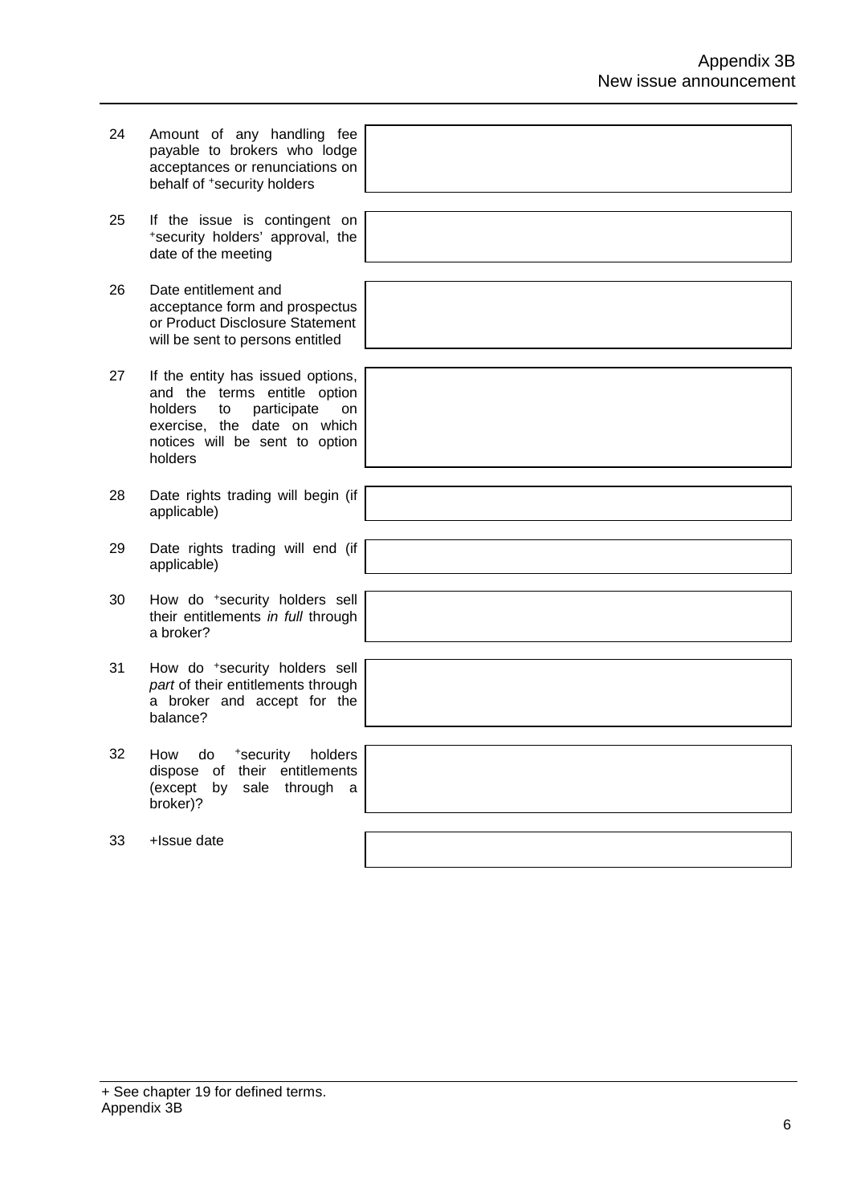| | | |
|---|---|---|
| 24 | Amount of any handling fee payable to brokers who lodge acceptances or renunciations on behalf of +security holders | |
| 25 | If the issue is contingent on +security holders' approval, the date of the meeting | |
| 26 | Date entitlement and acceptance form and prospectus or Product Disclosure Statement will be sent to persons entitled | |
| 27 | If the entity has issued options, and the terms entitle option holders to participate on exercise, the date on which notices will be sent to option holders | |
| 28 | Date rights trading will begin (if applicable) | |
| 29 | Date rights trading will end (if applicable) | |
| 30 | How do +security holders sell their entitlements *in full* through a broker? | |
| 31 | How do +security holders sell *part* of their entitlements through a broker and accept for the balance? | |
| 32 | How do +security holders dispose of their entitlements (except by sale through a broker)? | |
| 33 | +Issue date | |

+ See chapter 19 for defined terms.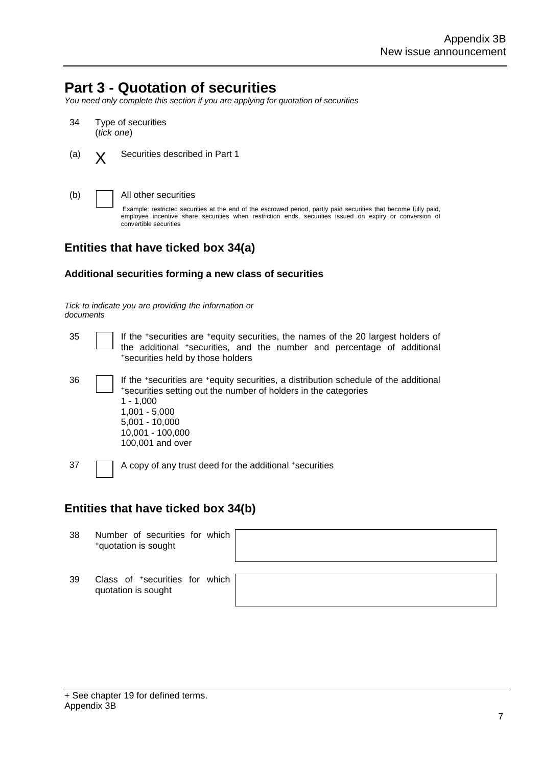# Part 3 - Quotation of securities

*You need only complete this section if you are applying for quotation of securities*

34 Type of securities
(*tick one*)

(a) X Securities described in Part 1

(b) ☐ All other securities

Example: restricted securities at the end of the escrowed period, partly paid securities that become fully paid, employee incentive share securities when restriction ends, securities issued on expiry or conversion of convertible securities

## Entities that have ticked box 34(a)

### Additional securities forming a new class of securities

*Tick to indicate you are providing the information or documents*

35 ☐ If the +securities are +equity securities, the names of the 20 largest holders of the additional +securities, and the number and percentage of additional +securities held by those holders

36 ☐ If the +securities are +equity securities, a distribution schedule of the additional +securities setting out the number of holders in the categories
1 - 1,000
1,001 - 5,000
5,001 - 10,000
10,001 - 100,000
100,001 and over

37 ☐ A copy of any trust deed for the additional +securities

## Entities that have ticked box 34(b)

| | | |
|---|---|---|
| 38 | Number of securities for which +quotation is sought | |
| 39 | Class of +securities for which quotation is sought | |

+ See chapter 19 for defined terms.
Appendix 3B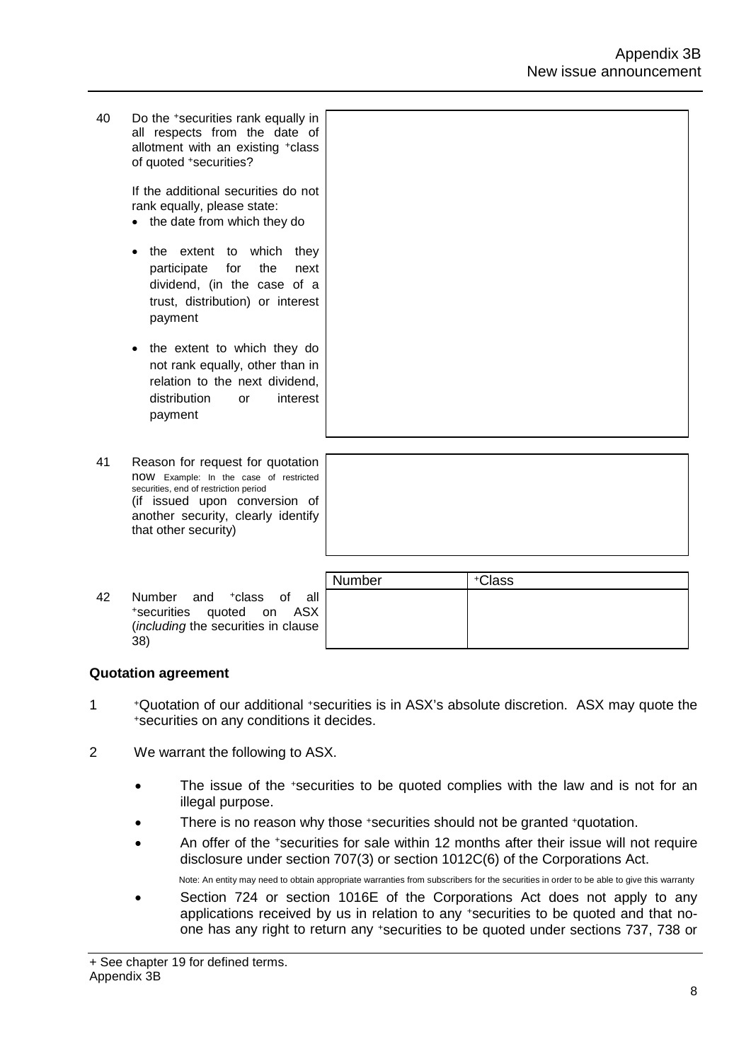40 Do the +securities rank equally in all respects from the date of allotment with an existing +class of quoted +securities?

If the additional securities do not rank equally, please state:

- the date from which they do
- the extent to which they participate for the next dividend, (in the case of a trust, distribution) or interest payment
- the extent to which they do not rank equally, other than in relation to the next dividend, distribution or interest payment

41 Reason for request for quotation now Example: In the case of restricted securities, end of restriction period
(if issued upon conversion of another security, clearly identify that other security)

42 Number and +class of all +securities quoted on ASX (*including* the securities in clause 38)

| Number | +Class |
| --- | --- |
| | |

**Quotation agreement**

1 +Quotation of our additional +securities is in ASX's absolute discretion. ASX may quote the +securities on any conditions it decides.

2 We warrant the following to ASX.

- The issue of the +securities to be quoted complies with the law and is not for an illegal purpose.
- There is no reason why those +securities should not be granted +quotation.
- An offer of the +securities for sale within 12 months after their issue will not require disclosure under section 707(3) or section 1012C(6) of the Corporations Act.

  Note: An entity may need to obtain appropriate warranties from subscribers for the securities in order to be able to give this warranty

- Section 724 or section 1016E of the Corporations Act does not apply to any applications received by us in relation to any +securities to be quoted and that no-one has any right to return any +securities to be quoted under sections 737, 738 or

+ See chapter 19 for defined terms.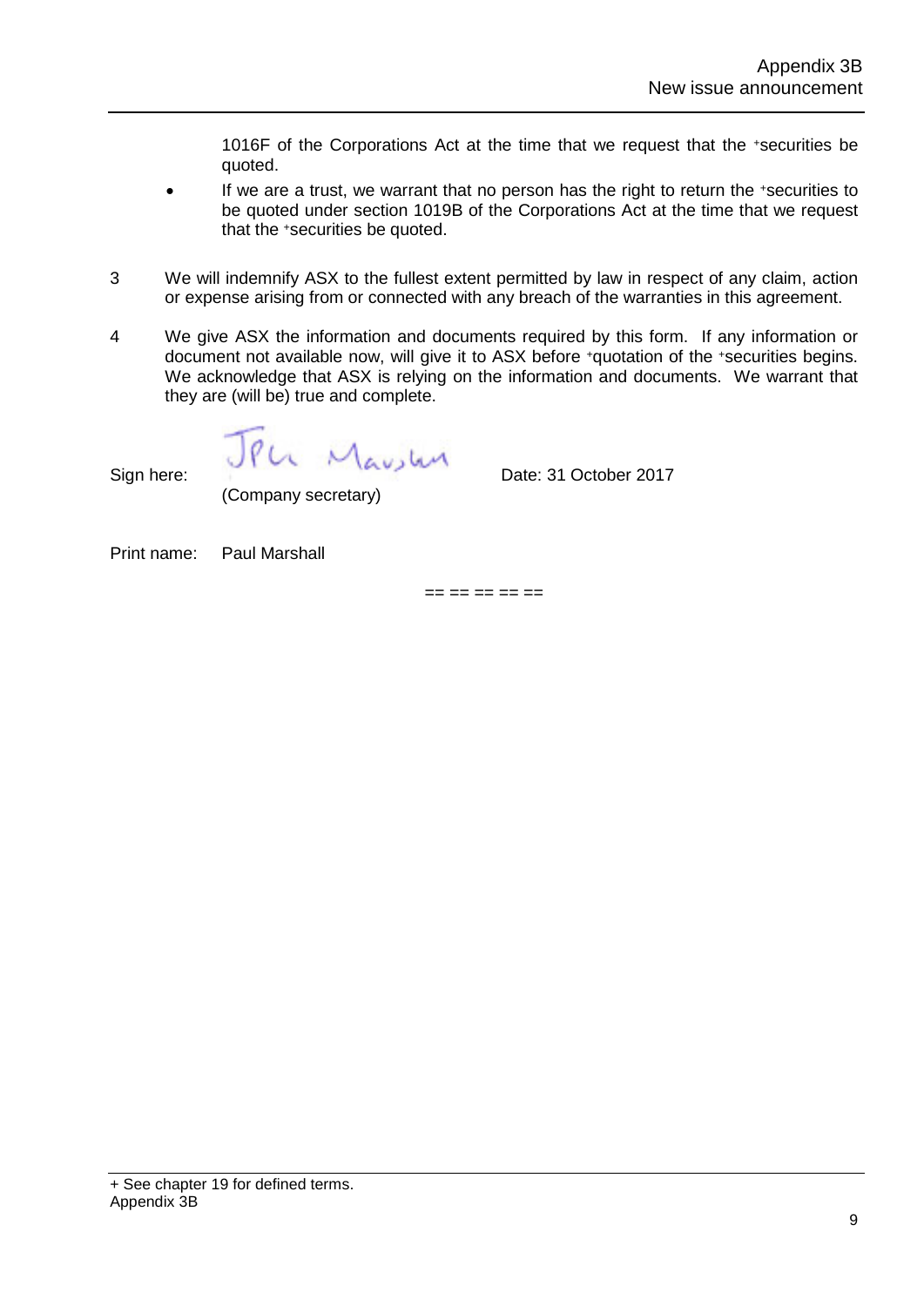1016F of the Corporations Act at the time that we request that the +securities be quoted.

- If we are a trust, we warrant that no person has the right to return the +securities to be quoted under section 1019B of the Corporations Act at the time that we request that the +securities be quoted.

3 We will indemnify ASX to the fullest extent permitted by law in respect of any claim, action or expense arising from or connected with any breach of the warranties in this agreement.

4 We give ASX the information and documents required by this form. If any information or document not available now, will give it to ASX before +quotation of the +securities begins. We acknowledge that ASX is relying on the information and documents. We warrant that they are (will be) true and complete.

Sign here: (Company secretary) Date: 31 October 2017

Print name: Paul Marshall

== == == == ==

+ See chapter 19 for defined terms.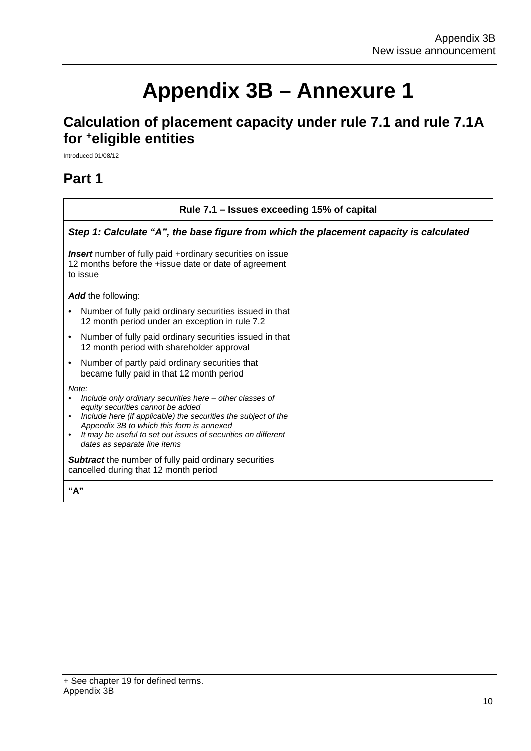# Appendix 3B – Annexure 1

## Calculation of placement capacity under rule 7.1 and rule 7.1A for +eligible entities

Introduced 01/08/12

## Part 1

| Rule 7.1 – Issues exceeding 15% of capital | |
|---|---|
| ***Step 1: Calculate "A", the base figure from which the placement capacity is calculated*** | |
| ***Insert*** number of fully paid +ordinary securities on issue 12 months before the +issue date or date of agreement to issue | |
| ***Add*** the following:<br>• Number of fully paid ordinary securities issued in that 12 month period under an exception in rule 7.2<br>• Number of fully paid ordinary securities issued in that 12 month period with shareholder approval<br>• Number of partly paid ordinary securities that became fully paid in that 12 month period<br>*Note:*<br>• *Include only ordinary securities here – other classes of equity securities cannot be added*<br>• *Include here (if applicable) the securities the subject of the Appendix 3B to which this form is annexed*<br>• *It may be useful to set out issues of securities on different dates as separate line items* | |
| ***Subtract*** the number of fully paid ordinary securities cancelled during that 12 month period | |
| **"A"** | |

+ See chapter 19 for defined terms.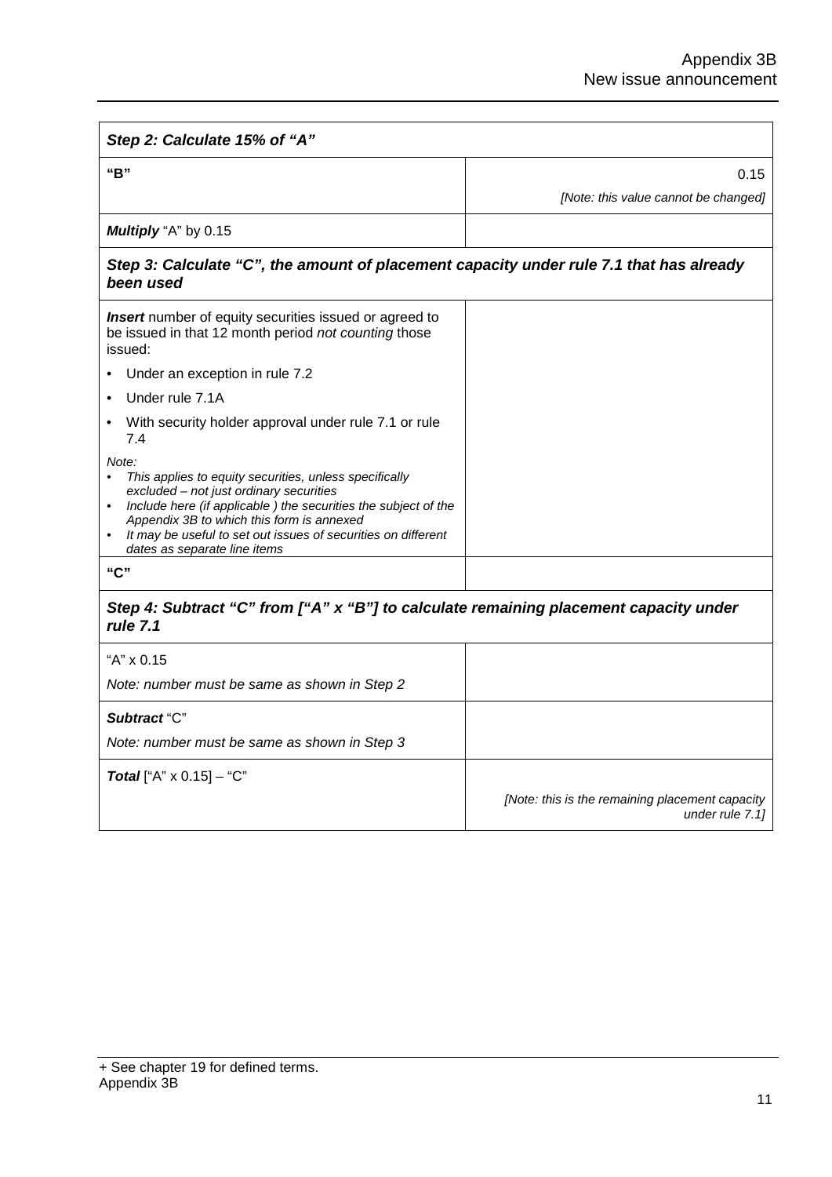| *Step 2: Calculate 15% of "A"* | |
|---|---|
| **"B"** | 0.15<br>*[Note: this value cannot be changed]* |
| ***Multiply*** "A" by 0.15 | |
| ***Step 3: Calculate "C", the amount of placement capacity under rule 7.1 that has already been used*** | |
| ***Insert*** number of equity securities issued or agreed to be issued in that 12 month period *not counting* those issued:<br>• Under an exception in rule 7.2<br>• Under rule 7.1A<br>• With security holder approval under rule 7.1 or rule 7.4<br>*Note:*<br>• *This applies to equity securities, unless specifically excluded – not just ordinary securities*<br>• *Include here (if applicable ) the securities the subject of the Appendix 3B to which this form is annexed*<br>• *It may be useful to set out issues of securities on different dates as separate line items* | |
| **"C"** | |
| ***Step 4: Subtract "C" from ["A" x "B"] to calculate remaining placement capacity under rule 7.1*** | |
| "A" x 0.15<br>*Note: number must be same as shown in Step 2* | |
| ***Subtract*** "C"<br>*Note: number must be same as shown in Step 3* | |
| ***Total*** ["A" x 0.15] – "C" | *[Note: this is the remaining placement capacity under rule 7.1]* |

+ See chapter 19 for defined terms.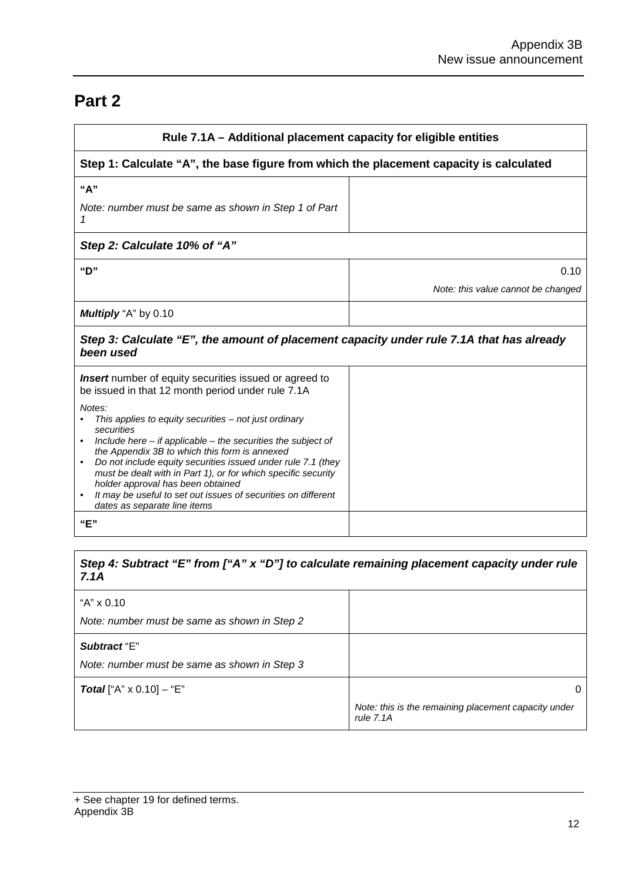## Part 2

| Rule 7.1A – Additional placement capacity for eligible entities | |
|---|---|
| **Step 1: Calculate "A", the base figure from which the placement capacity is calculated** | |
| **"A"**<br><br>*Note: number must be same as shown in Step 1 of Part 1* | |
| ***Step 2: Calculate 10% of "A"*** | |
| **"D"** | 0.10<br><br>*Note: this value cannot be changed* |
| ***Multiply*** "A" by 0.10 | |
| ***Step 3: Calculate "E", the amount of placement capacity under rule 7.1A that has already been used*** | |
| ***Insert*** number of equity securities issued or agreed to be issued in that 12 month period under rule 7.1A<br><br>*Notes:*<br>• *This applies to equity securities – not just ordinary securities*<br>• *Include here – if applicable – the securities the subject of the Appendix 3B to which this form is annexed*<br>• *Do not include equity securities issued under rule 7.1 (they must be dealt with in Part 1), or for which specific security holder approval has been obtained*<br>• *It may be useful to set out issues of securities on different dates as separate line items* | |
| **"E"** | |

| *Step 4: Subtract "E" from ["A" x "D"] to calculate remaining placement capacity under rule 7.1A* | |
|---|---|
| "A" x 0.10<br><br>*Note: number must be same as shown in Step 2* | |
| ***Subtract*** "E"<br><br>*Note: number must be same as shown in Step 3* | |
| ***Total*** ["A" x 0.10] – "E" | 0<br><br>*Note: this is the remaining placement capacity under rule 7.1A* |

+ See chapter 19 for defined terms.